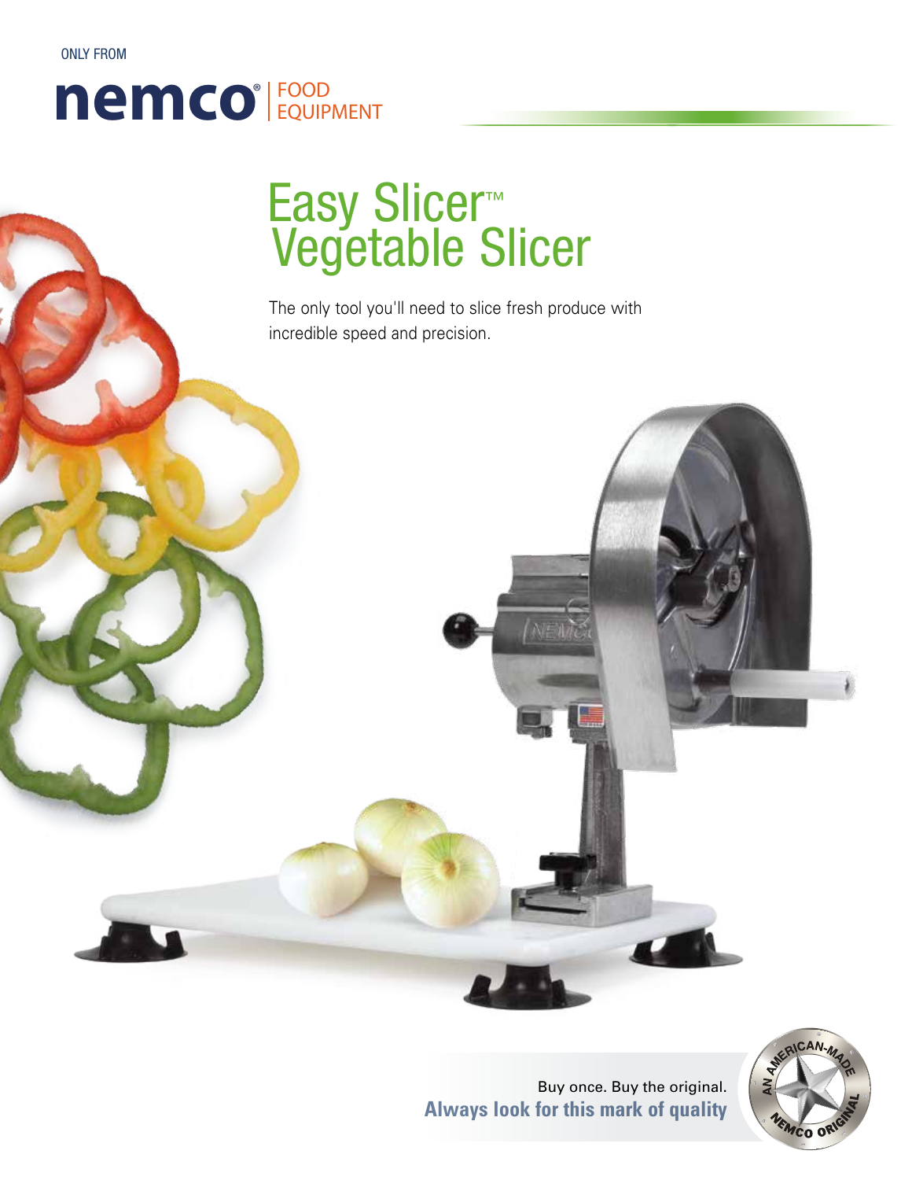ONLY FROM

nemco® | FOOD EQUIPMENT

# Easy Slicer™ Vegetable Slicer

The only tool you'll need to slice fresh produce with incredible speed and precision.

Buy once. Buy the original.

**Always look for this mark of quality**

AN AMERICAN-MADE NEMCO ORIGINAL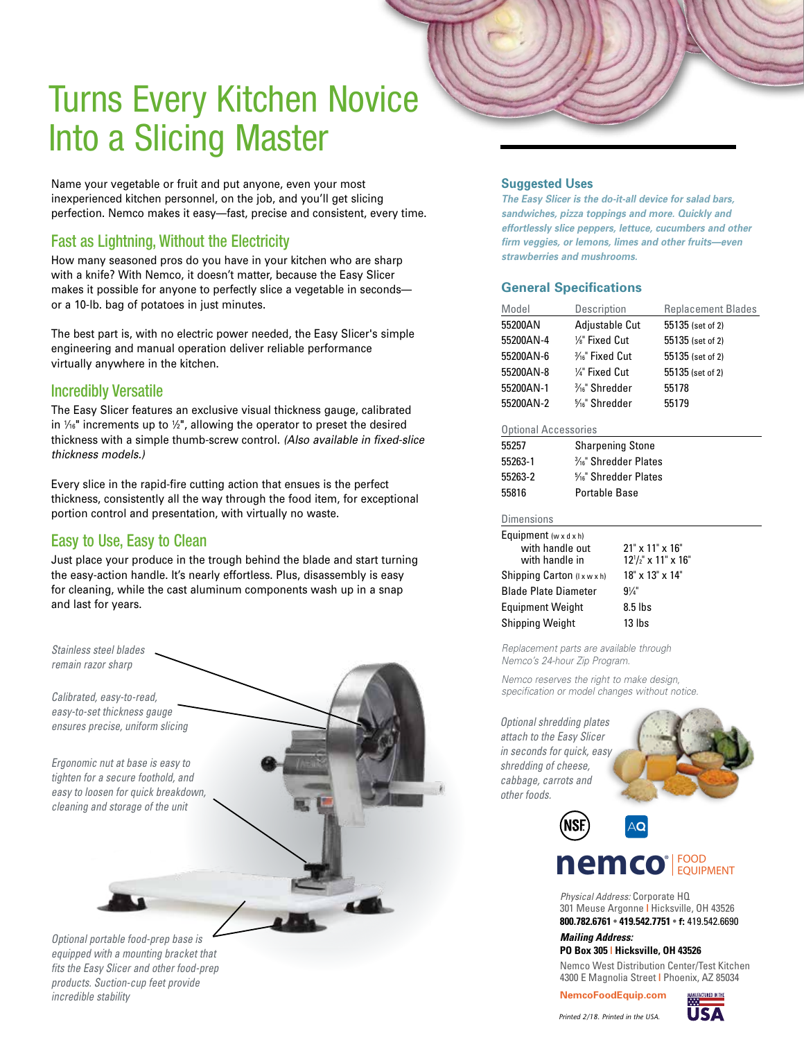# Turns Every Kitchen Novice Into a Slicing Master

Name your vegetable or fruit and put anyone, even your most inexperienced kitchen personnel, on the job, and you'll get slicing perfection. Nemco makes it easy—fast, precise and consistent, every time.

## Fast as Lightning, Without the Electricity

How many seasoned pros do you have in your kitchen who are sharp with a knife? With Nemco, it doesn't matter, because the Easy Slicer makes it possible for anyone to perfectly slice a vegetable in seconds—or a 10-lb. bag of potatoes in just minutes.

The best part is, with no electric power needed, the Easy Slicer's simple engineering and manual operation deliver reliable performance virtually anywhere in the kitchen.

## Incredibly Versatile

The Easy Slicer features an exclusive visual thickness gauge, calibrated in 1⁄16" increments up to ½", allowing the operator to preset the desired thickness with a simple thumb-screw control. *(Also available in fixed-slice thickness models.)*

Every slice in the rapid-fire cutting action that ensues is the perfect thickness, consistently all the way through the food item, for exceptional portion control and presentation, with virtually no waste.

## Easy to Use, Easy to Clean

Just place your produce in the trough behind the blade and start turning the easy-action handle. It's nearly effortless. Plus, disassembly is easy for cleaning, while the cast aluminum components wash up in a snap and last for years.

*Stainless steel blades remain razor sharp*

*Calibrated, easy-to-read, easy-to-set thickness gauge ensures precise, uniform slicing*

*Ergonomic nut at base is easy to tighten for a secure foothold, and easy to loosen for quick breakdown, cleaning and storage of the unit*

*Optional portable food-prep base is equipped with a mounting bracket that fits the Easy Slicer and other food-prep products. Suction-cup feet provide incredible stability*

## Suggested Uses

***The Easy Slicer is the do-it-all device for salad bars, sandwiches, pizza toppings and more. Quickly and effortlessly slice peppers, lettuce, cucumbers and other firm veggies, or lemons, limes and other fruits—even strawberries and mushrooms.***

## General Specifications

| Model | Description | Replacement Blades |
|---|---|---|
| 55200AN | Adjustable Cut | 55135 (set of 2) |
| 55200AN-4 | 1⁄8" Fixed Cut | 55135 (set of 2) |
| 55200AN-6 | 3⁄16" Fixed Cut | 55135 (set of 2) |
| 55200AN-8 | ¼" Fixed Cut | 55135 (set of 2) |
| 55200AN-1 | 3⁄16" Shredder | 55178 |
| 55200AN-2 | 5⁄16" Shredder | 55179 |

| Optional Accessories | |
|---|---|
| 55257 | Sharpening Stone |
| 55263-1 | 3⁄16" Shredder Plates |
| 55263-2 | 5⁄16" Shredder Plates |
| 55816 | Portable Base |

| Dimensions | |
|---|---|
| Equipment (w x d x h) | |
| with handle out | 21" x 11" x 16" |
| with handle in | 12½" x 11" x 16" |
| Shipping Carton (l x w x h) | 18" x 13" x 14" |
| Blade Plate Diameter | 9¼" |
| Equipment Weight | 8.5 lbs |
| Shipping Weight | 13 lbs |

*Replacement parts are available through Nemco's 24-hour Zip Program.*

*Nemco reserves the right to make design, specification or model changes without notice.*

*Optional shredding plates attach to the Easy Slicer in seconds for quick, easy shredding of cheese, cabbage, carrots and other foods.*

NSF AQ

**nemco** | FOOD EQUIPMENT

*Physical Address:* Corporate HQ
301 Meuse Argonne | Hicksville, OH 43526
**800.782.6761 • 419.542.7751 • f:** 419.542.6690

***Mailing Address:***
**PO Box 305 | Hicksville, OH 43526**

Nemco West Distribution Center/Test Kitchen
4300 E Magnolia Street | Phoenix, AZ 85034

**NemcoFoodEquip.com**

MANUFACTURED IN THE USA

*Printed 2/18. Printed in the USA.*